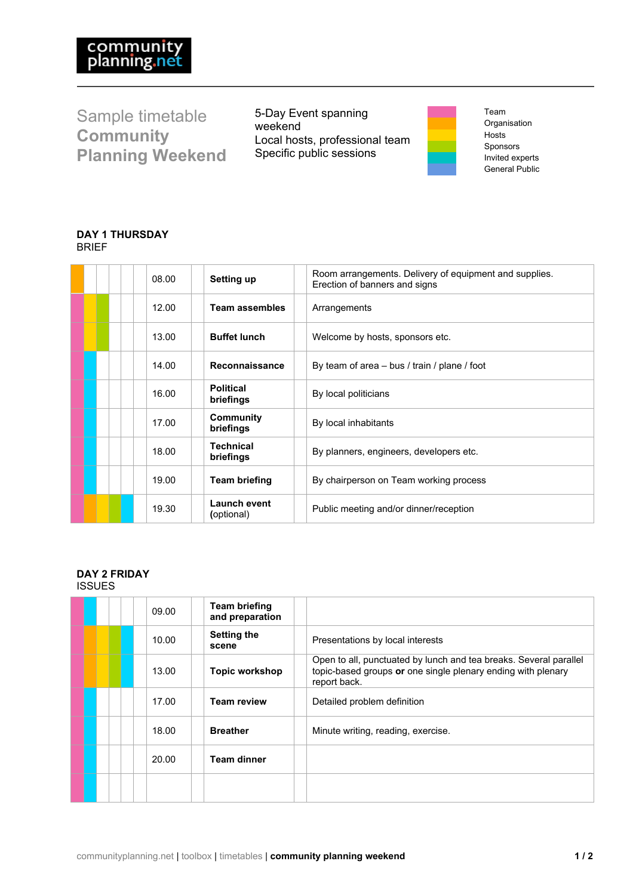**community planning.net**

# Sample timetable Community Planning Weekend

5-Day Event spanning weekend
Local hosts, professional team
Specific public sessions

Legend (colour key):
- Team
- Organisation
- Hosts
- Sponsors
- Invited experts
- General Public

## DAY 1 THURSDAY
BRIEF

| Time | Activity | Description |
|---|---|---|
| 08.00 | **Setting up** | Room arrangements. Delivery of equipment and supplies. Erection of banners and signs |
| 12.00 | **Team assembles** | Arrangements |
| 13.00 | **Buffet lunch** | Welcome by hosts, sponsors etc. |
| 14.00 | **Reconnaissance** | By team of area – bus / train / plane / foot |
| 16.00 | **Political briefings** | By local politicians |
| 17.00 | **Community briefings** | By local inhabitants |
| 18.00 | **Technical briefings** | By planners, engineers, developers etc. |
| 19.00 | **Team briefing** | By chairperson on Team working process |
| 19.30 | **Launch event (optional)** | Public meeting and/or dinner/reception |

## DAY 2 FRIDAY
ISSUES

| Time | Activity | Description |
|---|---|---|
| 09.00 | **Team briefing and preparation** | |
| 10.00 | **Setting the scene** | Presentations by local interests |
| 13.00 | **Topic workshop** | Open to all, punctuated by lunch and tea breaks. Several parallel topic-based groups **or** one single plenary ending with plenary report back. |
| 17.00 | **Team review** | Detailed problem definition |
| 18.00 | **Breather** | Minute writing, reading, exercise. |
| 20.00 | **Team dinner** | |
| | | |

communityplanning.net | toolbox | timetables | **community planning weekend**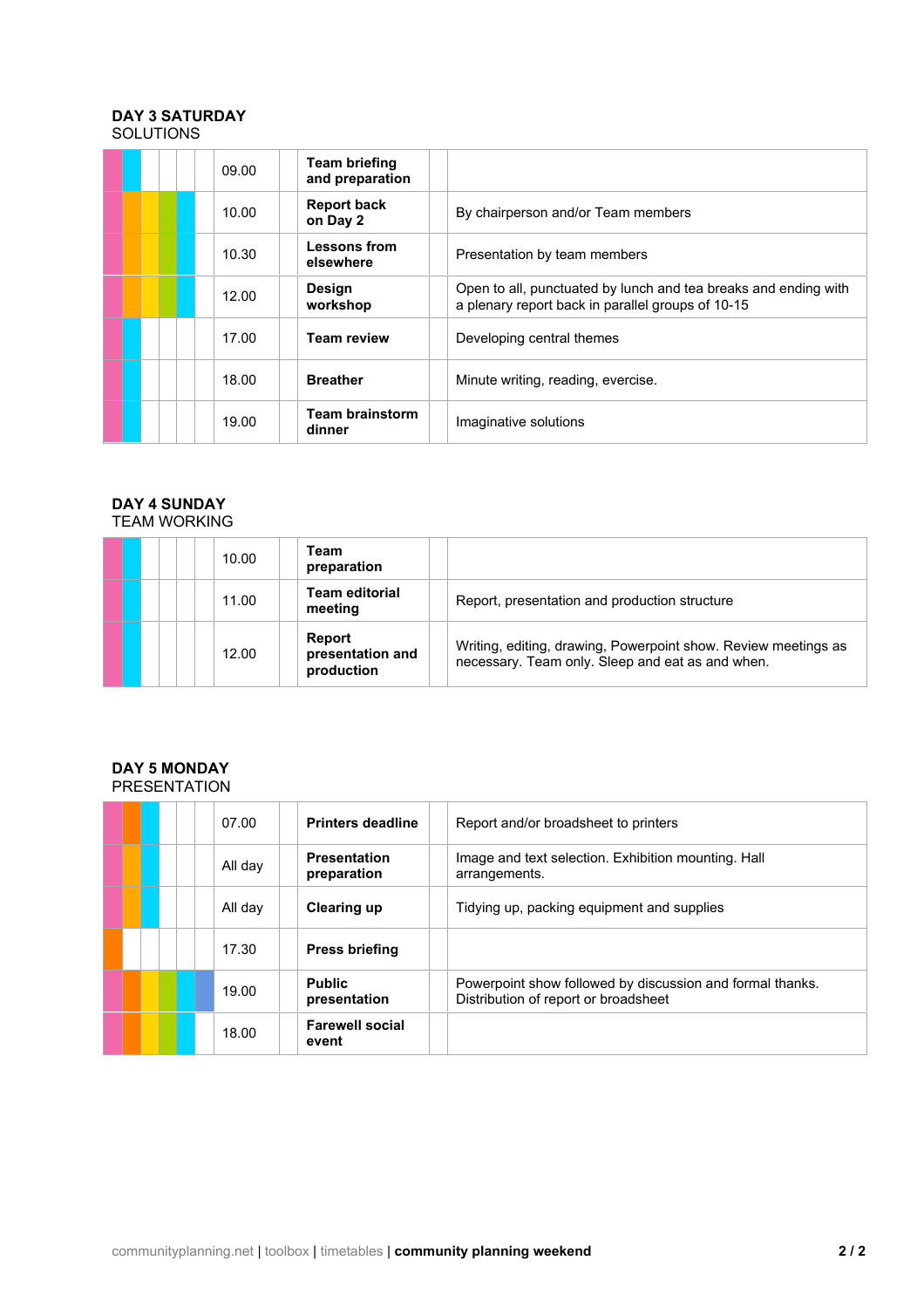**DAY 3 SATURDAY**
SOLUTIONS

| | | |
|---|---|---|
| 09.00 | **Team briefing and preparation** | |
| 10.00 | **Report back on Day 2** | By chairperson and/or Team members |
| 10.30 | **Lessons from elsewhere** | Presentation by team members |
| 12.00 | **Design workshop** | Open to all, punctuated by lunch and tea breaks and ending with a plenary report back in parallel groups of 10-15 |
| 17.00 | **Team review** | Developing central themes |
| 18.00 | **Breather** | Minute writing, reading, exercise. |
| 19.00 | **Team brainstorm dinner** | Imaginative solutions |

**DAY 4 SUNDAY**
TEAM WORKING

| | | |
|---|---|---|
| 10.00 | **Team preparation** | |
| 11.00 | **Team editorial meeting** | Report, presentation and production structure |
| 12.00 | **Report presentation and production** | Writing, editing, drawing, Powerpoint show. Review meetings as necessary. Team only. Sleep and eat as and when. |

**DAY 5 MONDAY**
PRESENTATION

| | | |
|---|---|---|
| 07.00 | **Printers deadline** | Report and/or broadsheet to printers |
| All day | **Presentation preparation** | Image and text selection. Exhibition mounting. Hall arrangements. |
| All day | **Clearing up** | Tidying up, packing equipment and supplies |
| 17.30 | **Press briefing** | |
| 19.00 | **Public presentation** | Powerpoint show followed by discussion and formal thanks. Distribution of report or broadsheet |
| 18.00 | **Farewell social event** | |